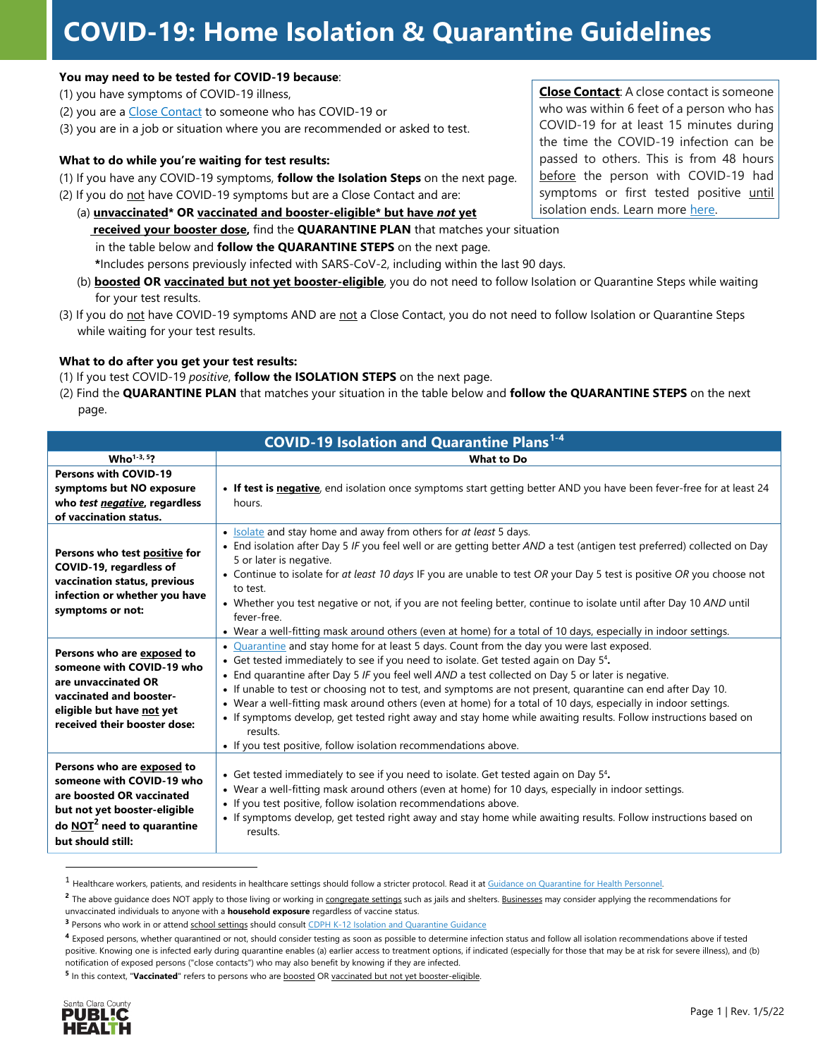# COVID-19: Home Isolation & Quarantine Guidelines

**You may need to be tested for COVID-19 because**:

(1) you have symptoms of COVID-19 illness,

(2) you are a Close Contact to someone who has COVID-19 or

(3) you are in a job or situation where you are recommended or asked to test.

> **Close Contact**: A close contact is someone who was within 6 feet of a person who has COVID-19 for at least 15 minutes during the time the COVID-19 infection can be passed to others. This is from 48 hours before the person with COVID-19 had symptoms or first tested positive until isolation ends. Learn more here.

**What to do while you're waiting for test results:**

(1) If you have any COVID-19 symptoms, **follow the Isolation Steps** on the next page.

(2) If you do not have COVID-19 symptoms but are a Close Contact and are:

- (a) **unvaccinated* OR vaccinated and booster-eligible* but have *not* yet received your booster dose,** find the **QUARANTINE PLAN** that matches your situation in the table below and **follow the QUARANTINE STEPS** on the next page.
  **\***Includes persons previously infected with SARS-CoV-2, including within the last 90 days.
- (b) **boosted** OR **vaccinated but not yet booster-eligible**, you do not need to follow Isolation or Quarantine Steps while waiting for your test results.

(3) If you do not have COVID-19 symptoms AND are not a Close Contact, you do not need to follow Isolation or Quarantine Steps while waiting for your test results.

**What to do after you get your test results:**

(1) If you test COVID-19 *positive*, **follow the ISOLATION STEPS** on the next page.

(2) Find the **QUARANTINE PLAN** that matches your situation in the table below and **follow the QUARANTINE STEPS** on the next page.

**COVID-19 Isolation and Quarantine Plans[1-4]**

| Who[1-3, 5]? | What to Do |
|---|---|
| **Persons with COVID-19 symptoms but NO exposure who *test negative*, regardless of vaccination status.** | • **If test is negative**, end isolation once symptoms start getting better AND you have been fever-free for at least 24 hours. |
| **Persons who test positive for COVID-19, regardless of vaccination status, previous infection or whether you have symptoms or not:** | • Isolate and stay home and away from others for *at least* 5 days.<br>• End isolation after Day 5 *IF* you feel well or are getting better *AND* a test (antigen test preferred) collected on Day 5 or later is negative.<br>• Continue to isolate for *at least 10 days* IF you are unable to test *OR* your Day 5 test is positive *OR* you choose not to test.<br>• Whether you test negative or not, if you are not feeling better, continue to isolate until after Day 10 *AND* until fever-free.<br>• Wear a well-fitting mask around others (even at home) for a total of 10 days, especially in indoor settings. |
| **Persons who are exposed to someone with COVID-19 who are unvaccinated OR vaccinated and booster-eligible but have not yet received their booster dose:** | • Quarantine and stay home for at least 5 days. Count from the day you were last exposed.<br>• Get tested immediately to see if you need to isolate. Get tested again on Day 5[4].<br>• End quarantine after Day 5 *IF* you feel well *AND* a test collected on Day 5 or later is negative.<br>• If unable to test or choosing not to test, and symptoms are not present, quarantine can end after Day 10.<br>• Wear a well-fitting mask around others (even at home) for a total of 10 days, especially in indoor settings.<br>• If symptoms develop, get tested right away and stay home while awaiting results. Follow instructions based on results.<br>• If you test positive, follow isolation recommendations above. |
| **Persons who are exposed to someone with COVID-19 who are boosted OR vaccinated but not yet booster-eligible do NOT[2] need to quarantine but should still:** | • Get tested immediately to see if you need to isolate. Get tested again on Day 5[4].<br>• Wear a well-fitting mask around others (even at home) for 10 days, especially in indoor settings.<br>• If you test positive, follow isolation recommendations above.<br>• If symptoms develop, get tested right away and stay home while awaiting results. Follow instructions based on results. |

[1] Healthcare workers, patients, and residents in healthcare settings should follow a stricter protocol. Read it at Guidance on Quarantine for Health Personnel.

[2] The above guidance does NOT apply to those living or working in congregate settings such as jails and shelters. Businesses may consider applying the recommendations for unvaccinated individuals to anyone with a **household exposure** regardless of vaccine status.

[3] Persons who work in or attend school settings should consult CDPH K-12 Isolation and Quarantine Guidance

[4] Exposed persons, whether quarantined or not, should consider testing as soon as possible to determine infection status and follow all isolation recommendations above if tested positive. Knowing one is infected early during quarantine enables (a) earlier access to treatment options, if indicated (especially for those that may be at risk for severe illness), and (b) notification of exposed persons ("close contacts") who may also benefit by knowing if they are infected.

[5] In this context, "**Vaccinated**" refers to persons who are boosted OR vaccinated but not yet booster-eligible.

Santa Clara County PUBLIC HEALTH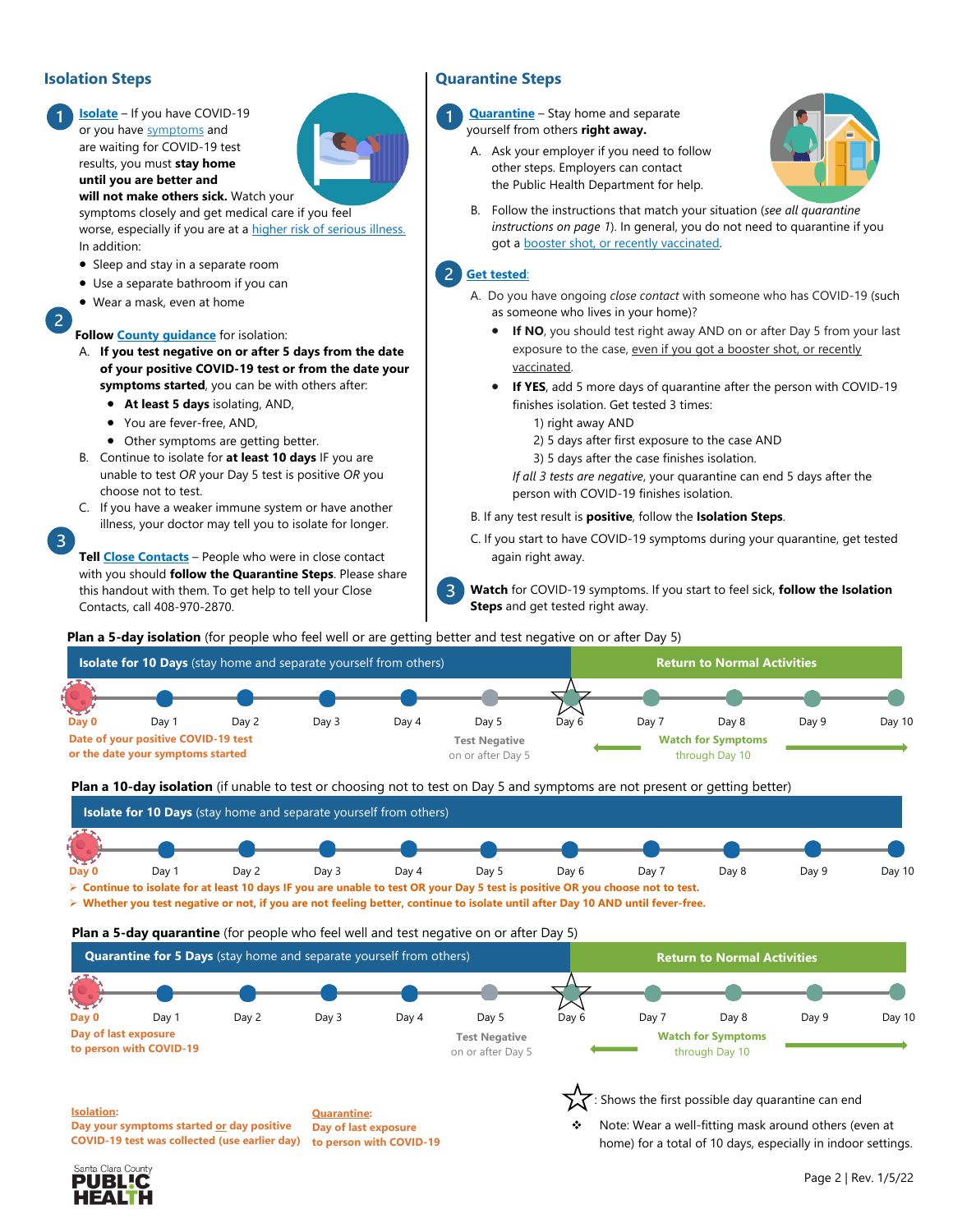## Isolation Steps

**1** **Isolate** – If you have COVID-19 or you have symptoms and are waiting for COVID-19 test results, you must **stay home until you are better and will not make others sick.** Watch your symptoms closely and get medical care if you feel worse, especially if you are at a higher risk of serious illness. In addition:

- Sleep and stay in a separate room
- Use a separate bathroom if you can
- Wear a mask, even at home

**2** **Follow County guidance** for isolation:

A. **If you test negative on or after 5 days from the date of your positive COVID-19 test or from the date your symptoms started**, you can be with others after:
   - **At least 5 days** isolating, AND,
   - You are fever-free, AND,
   - Other symptoms are getting better.

B. Continue to isolate for **at least 10 days** IF you are unable to test *OR* your Day 5 test is positive *OR* you choose not to test.

C. If you have a weaker immune system or have another illness, your doctor may tell you to isolate for longer.

**3** **Tell Close Contacts** – People who were in close contact with you should **follow the Quarantine Steps**. Please share this handout with them. To get help to tell your Close Contacts, call 408-970-2870.

## Quarantine Steps

**1** **Quarantine** – Stay home and separate yourself from others **right away.**

A. Ask your employer if you need to follow other steps. Employers can contact the Public Health Department for help.

B. Follow the instructions that match your situation (*see all quarantine instructions on page 1*). In general, you do not need to quarantine if you got a booster shot, or recently vaccinated.

**2** **Get tested**:

A. Do you have ongoing *close contact* with someone who has COVID-19 (such as someone who lives in your home)?
   - **If NO**, you should test right away AND on or after Day 5 from your last exposure to the case, even if you got a booster shot, or recently vaccinated.
   - **If YES**, add 5 more days of quarantine after the person with COVID-19 finishes isolation. Get tested 3 times:
     1) right away AND
     2) 5 days after first exposure to the case AND
     3) 5 days after the case finishes isolation.

     *If all 3 tests are negative*, your quarantine can end 5 days after the person with COVID-19 finishes isolation.

B. If any test result is **positive**, follow the **Isolation Steps**.

C. If you start to have COVID-19 symptoms during your quarantine, get tested again right away.

**3** **Watch** for COVID-19 symptoms. If you start to feel sick, **follow the Isolation Steps** and get tested right away.

---

**Plan a 5-day isolation** (for people who feel well or are getting better and test negative on or after Day 5)

**Isolate for 10 Days** (stay home and separate yourself from others) | **Return to Normal Activities**

Day 0, Day 1, Day 2, Day 3, Day 4, Day 5, Day 6 ☆, Day 7, Day 8, Day 9, Day 10

Day 0: **Date of your positive COVID-19 test or the date your symptoms started**

Day 5: **Test Negative** on or after Day 5

Day 6–10: **Watch for Symptoms** through Day 10

**Plan a 10-day isolation** (if unable to test or choosing not to test on Day 5 and symptoms are not present or getting better)

**Isolate for 10 Days** (stay home and separate yourself from others)

Day 0, Day 1, Day 2, Day 3, Day 4, Day 5, Day 6, Day 7, Day 8, Day 9, Day 10

- **Continue to isolate for at least 10 days IF you are unable to test OR your Day 5 test is positive OR you choose not to test.**
- **Whether you test negative or not, if you are not feeling better, continue to isolate until after Day 10 AND until fever-free.**

**Plan a 5-day quarantine** (for people who feel well and test negative on or after Day 5)

**Quarantine for 5 Days** (stay home and separate yourself from others) | **Return to Normal Activities**

Day 0, Day 1, Day 2, Day 3, Day 4, Day 5, Day 6 ☆, Day 7, Day 8, Day 9, Day 10

Day 0: **Day of last exposure to person with COVID-19**

Day 5: **Test Negative** on or after Day 5

Day 6–10: **Watch for Symptoms** through Day 10

**Isolation:** **Day your symptoms started or day positive COVID-19 test was collected (use earlier day)**

**Quarantine:** **Day of last exposure to person with COVID-19**

☆ : Shows the first possible day quarantine can end

❖ Note: Wear a well-fitting mask around others (even at home) for a total of 10 days, especially in indoor settings.

Santa Clara County PUBLIC HEALTH

Rev. 1/5/22